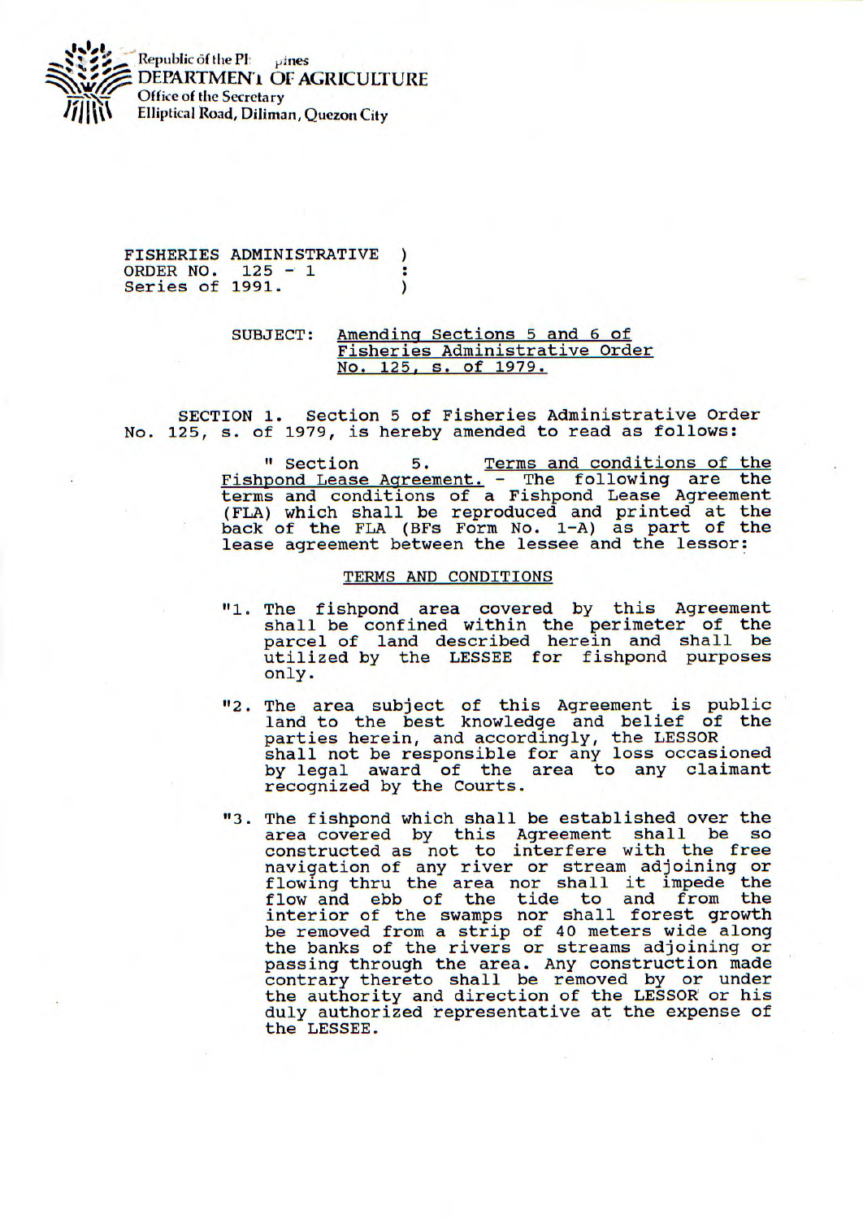Republic of the Philippines
DEPARTMENT OF AGRICULTURE
Office of the Secretary
Elliptical Road, Diliman, Quezon City

FISHERIES ADMINISTRATIVE ORDER NO. 125 - 1
Series of 1991.

SUBJECT: Amending Sections 5 and 6 of Fisheries Administrative Order No. 125, s. of 1979.

SECTION 1. Section 5 of Fisheries Administrative Order No. 125, s. of 1979, is hereby amended to read as follows:

> " Section 5. Terms and conditions of the Fishpond Lease Agreement. - The following are the terms and conditions of a Fishpond Lease Agreement (FLA) which shall be reproduced and printed at the back of the FLA (BFs Form No. 1-A) as part of the lease agreement between the lessee and the lessor:
>
> TERMS AND CONDITIONS
>
> "1. The fishpond area covered by this Agreement shall be confined within the perimeter of the parcel of land described herein and shall be utilized by the LESSEE for fishpond purposes only.
>
> "2. The area subject of this Agreement is public land to the best knowledge and belief of the parties herein, and accordingly, the LESSOR shall not be responsible for any loss occasioned by legal award of the area to any claimant recognized by the Courts.
>
> "3. The fishpond which shall be established over the area covered by this Agreement shall be so constructed as not to interfere with the free navigation of any river or stream adjoining or flowing thru the area nor shall it impede the flow and ebb of the tide to and from the interior of the swamps nor shall forest growth be removed from a strip of 40 meters wide along the banks of the rivers or streams adjoining or passing through the area. Any construction made contrary thereto shall be removed by or under the authority and direction of the LESSOR or his duly authorized representative at the expense of the LESSEE.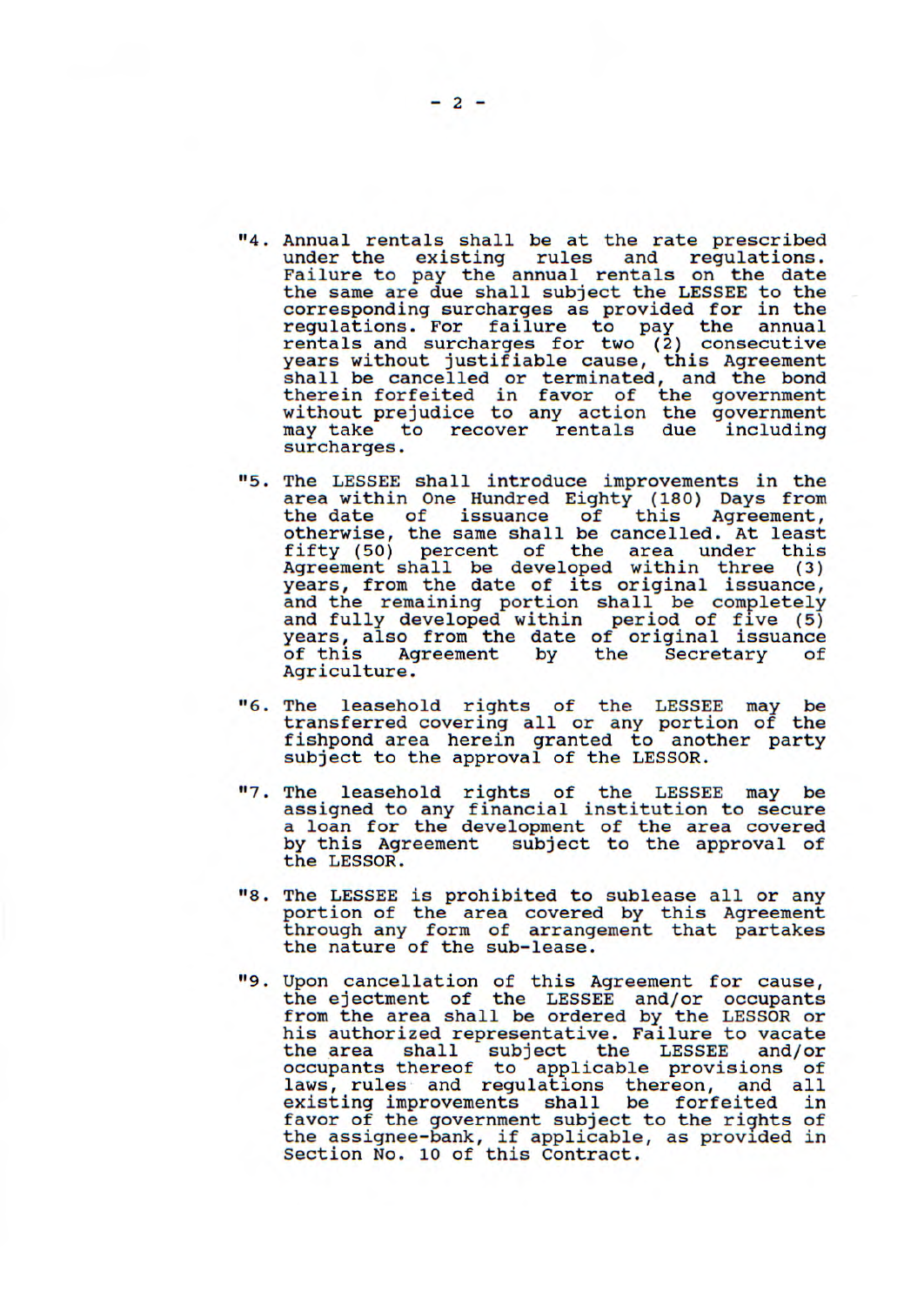"4. Annual rentals shall be at the rate prescribed under the existing rules and regulations. Failure to pay the annual rentals on the date the same are due shall subject the LESSEE to the corresponding surcharges as provided for in the regulations. For failure to pay the annual rentals and surcharges for two (2) consecutive years without justifiable cause, this Agreement shall be cancelled or terminated, and the bond therein forfeited in favor of the government without prejudice to any action the government may take to recover rentals due including surcharges.

"5. The LESSEE shall introduce improvements in the area within One Hundred Eighty (180) Days from the date of issuance of this Agreement, otherwise, the same shall be cancelled. At least fifty (50) percent of the area under this Agreement shall be developed within three (3) years, from the date of its original issuance, and the remaining portion shall be completely and fully developed within period of five (5) years, also from the date of original issuance of this Agreement by the Secretary of Agriculture.

"6. The leasehold rights of the LESSEE may be transferred covering all or any portion of the fishpond area herein granted to another party subject to the approval of the LESSOR.

"7. The leasehold rights of the LESSEE may be assigned to any financial institution to secure a loan for the development of the area covered by this Agreement subject to the approval of the LESSOR.

"8. The LESSEE is prohibited to sublease all or any portion of the area covered by this Agreement through any form of arrangement that partakes the nature of the sub-lease.

"9. Upon cancellation of this Agreement for cause, the ejectment of the LESSEE and/or occupants from the area shall be ordered by the LESSOR or his authorized representative. Failure to vacate the area shall subject the LESSEE and/or occupants thereof to applicable provisions of laws, rules and regulations thereon, and all existing improvements shall be forfeited in favor of the government subject to the rights of the assignee-bank, if applicable, as provided in Section No. 10 of this Contract.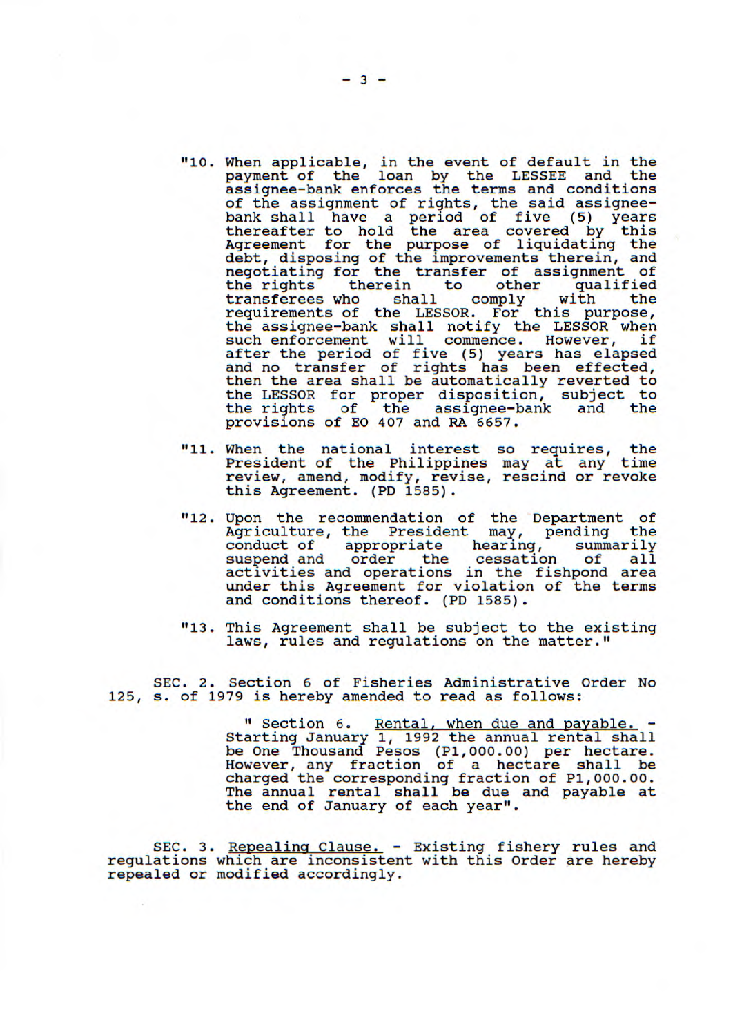"10. When applicable, in the event of default in the payment of the loan by the LESSEE and the assignee-bank enforces the terms and conditions of the assignment of rights, the said assignee-bank shall have a period of five (5) years thereafter to hold the area covered by this Agreement for the purpose of liquidating the debt, disposing of the improvements therein, and negotiating for the transfer of assignment of the rights therein to other qualified transferees who shall comply with the requirements of the LESSOR. For this purpose, the assignee-bank shall notify the LESSOR when such enforcement will commence. However, if after the period of five (5) years has elapsed and no transfer of rights has been effected, then the area shall be automatically reverted to the LESSOR for proper disposition, subject to the rights of the assignee-bank and the provisions of EO 407 and RA 6657.

"11. When the national interest so requires, the President of the Philippines may at any time review, amend, modify, revise, rescind or revoke this Agreement. (PD 1585).

"12. Upon the recommendation of the Department of Agriculture, the President may, pending the conduct of appropriate hearing, summarily suspend and order the cessation of all activities and operations in the fishpond area under this Agreement for violation of the terms and conditions thereof. (PD 1585).

"13. This Agreement shall be subject to the existing laws, rules and regulations on the matter."

SEC. 2. Section 6 of Fisheries Administrative Order No 125, s. of 1979 is hereby amended to read as follows:

> " Section 6. Rental, when due and payable. - Starting January 1, 1992 the annual rental shall be One Thousand Pesos (P1,000.00) per hectare. However, any fraction of a hectare shall be charged the corresponding fraction of P1,000.00. The annual rental shall be due and payable at the end of January of each year".

SEC. 3. Repealing Clause. - Existing fishery rules and regulations which are inconsistent with this Order are hereby repealed or modified accordingly.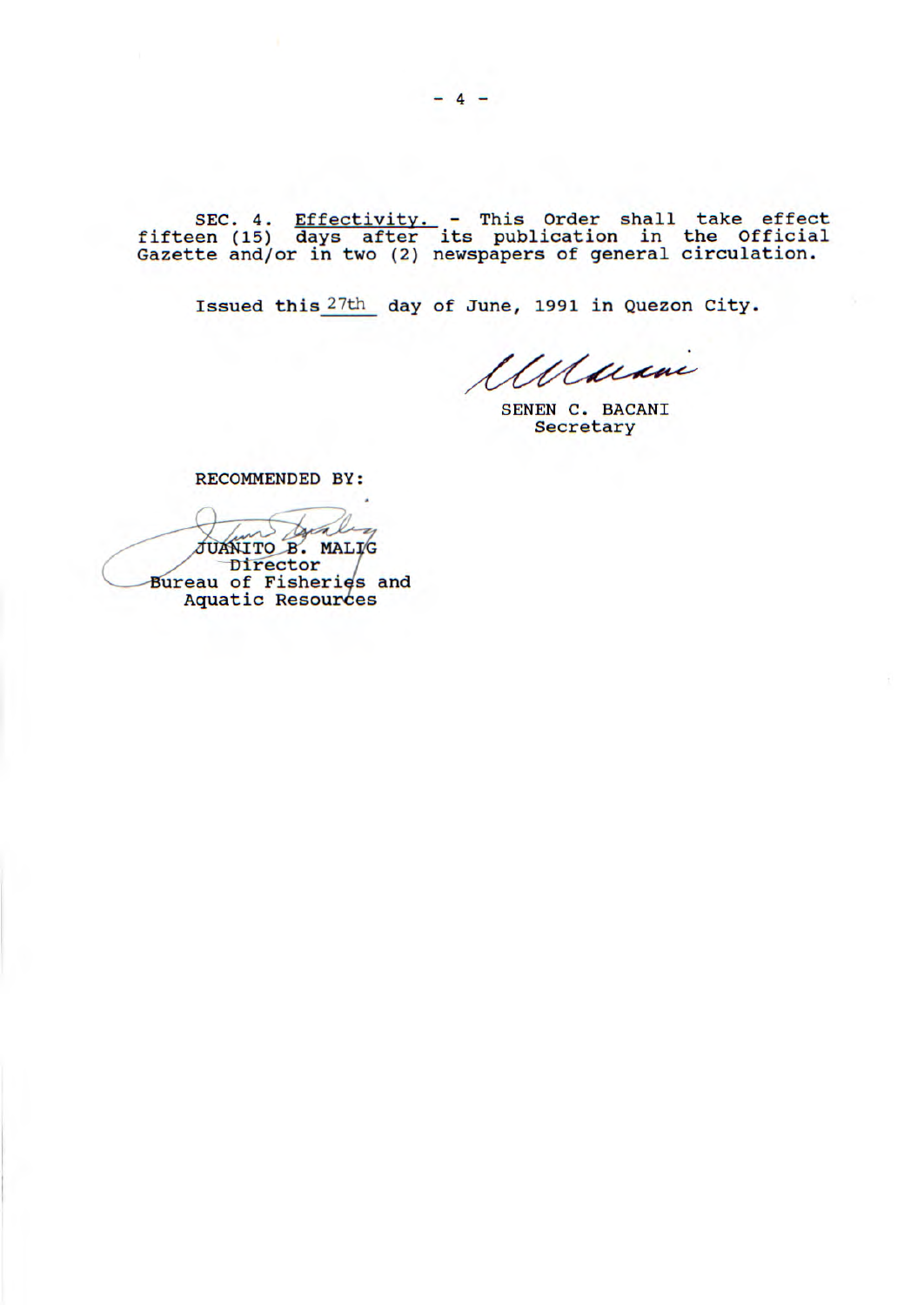SEC. 4. <u>Effectivity.</u> - This Order shall take effect fifteen (15) days after its publication in the Official Gazette and/or in two (2) newspapers of general circulation.

Issued this 27th day of June, 1991 in Quezon City.

SENEN C. BACANI
Secretary

RECOMMENDED BY:

JUANITO B. MALIG
Director
Bureau of Fisheries and Aquatic Resources